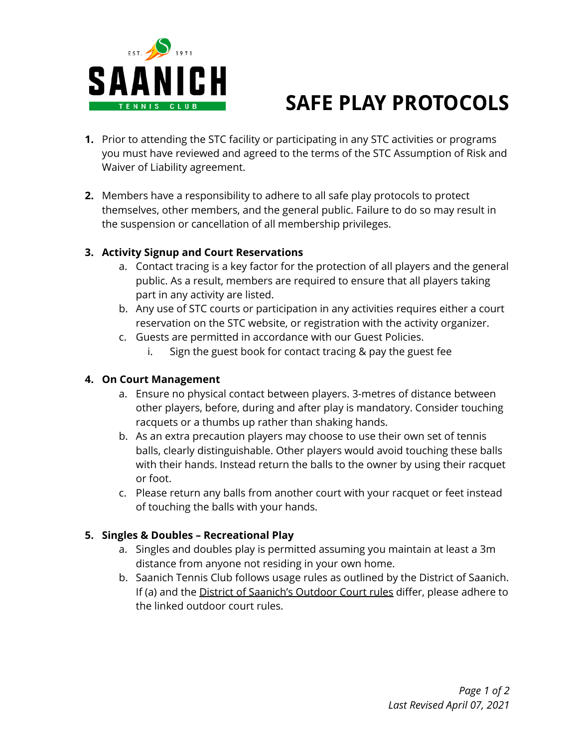EST. 1971

SAANICH

TENNIS CLUB

# SAFE PLAY PROTOCOLS

1. Prior to attending the STC facility or participating in any STC activities or programs you must have reviewed and agreed to the terms of the STC Assumption of Risk and Waiver of Liability agreement.

2. Members have a responsibility to adhere to all safe play protocols to protect themselves, other members, and the general public. Failure to do so may result in the suspension or cancellation of all membership privileges.

3. **Activity Signup and Court Reservations**
   a. Contact tracing is a key factor for the protection of all players and the general public. As a result, members are required to ensure that all players taking part in any activity are listed.
   b. Any use of STC courts or participation in any activities requires either a court reservation on the STC website, or registration with the activity organizer.
   c. Guests are permitted in accordance with our Guest Policies.
      i. Sign the guest book for contact tracing & pay the guest fee

4. **On Court Management**
   a. Ensure no physical contact between players. 3-metres of distance between other players, before, during and after play is mandatory. Consider touching racquets or a thumbs up rather than shaking hands.
   b. As an extra precaution players may choose to use their own set of tennis balls, clearly distinguishable. Other players would avoid touching these balls with their hands. Instead return the balls to the owner by using their racquet or foot.
   c. Please return any balls from another court with your racquet or feet instead of touching the balls with your hands.

5. **Singles & Doubles – Recreational Play**
   a. Singles and doubles play is permitted assuming you maintain at least a 3m distance from anyone not residing in your own home.
   b. Saanich Tennis Club follows usage rules as outlined by the District of Saanich. If (a) and the District of Saanich's Outdoor Court rules differ, please adhere to the linked outdoor court rules.

*Last Revised April 07, 2021*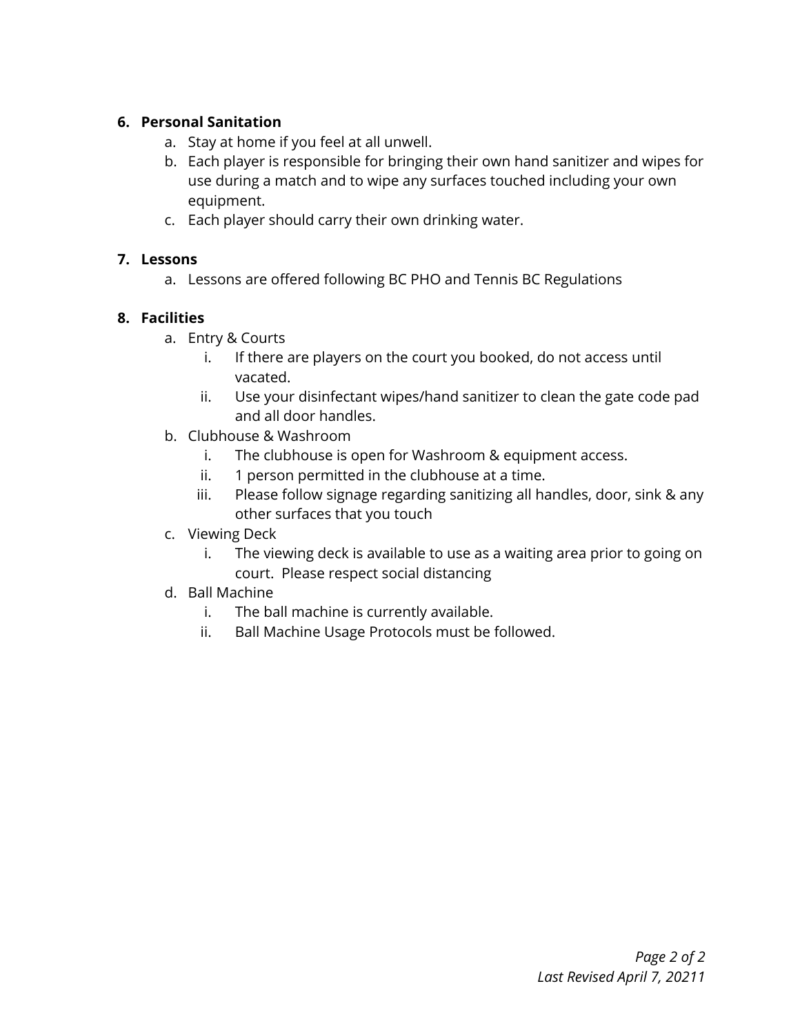6. **Personal Sanitation**
    a. Stay at home if you feel at all unwell.
    b. Each player is responsible for bringing their own hand sanitizer and wipes for use during a match and to wipe any surfaces touched including your own equipment.
    c. Each player should carry their own drinking water.

7. **Lessons**
    a. Lessons are offered following BC PHO and Tennis BC Regulations

8. **Facilities**
    a. Entry & Courts
        i. If there are players on the court you booked, do not access until vacated.
        ii. Use your disinfectant wipes/hand sanitizer to clean the gate code pad and all door handles.
    b. Clubhouse & Washroom
        i. The clubhouse is open for Washroom & equipment access.
        ii. 1 person permitted in the clubhouse at a time.
        iii. Please follow signage regarding sanitizing all handles, door, sink & any other surfaces that you touch
    c. Viewing Deck
        i. The viewing deck is available to use as a waiting area prior to going on court. Please respect social distancing
    d. Ball Machine
        i. The ball machine is currently available.
        ii. Ball Machine Usage Protocols must be followed.

*Last Revised April 7, 20211*